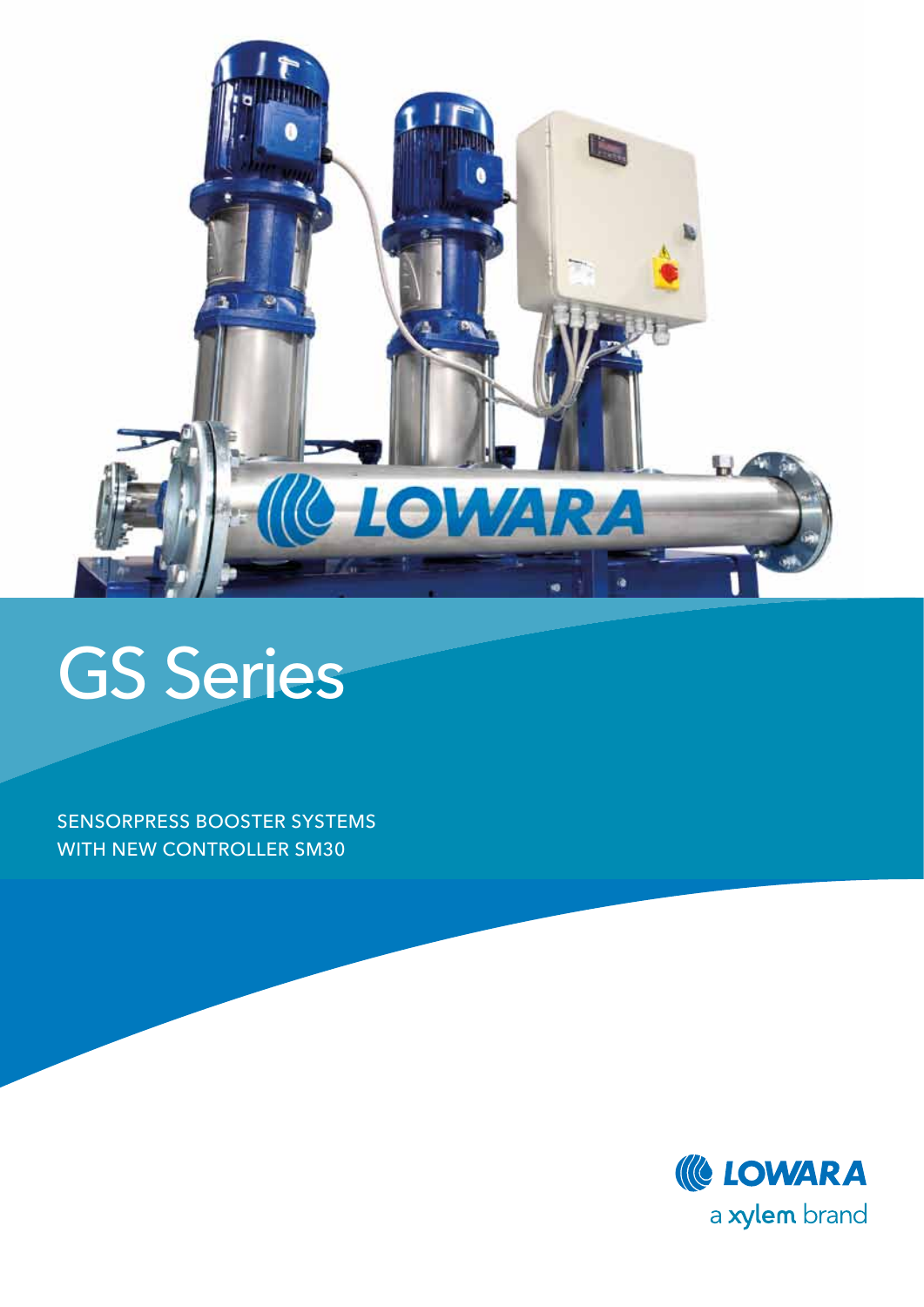# GS Series

SENSORPRESS BOOSTER SYSTEMS
WITH NEW CONTROLLER SM30

LOWARA
a xylem brand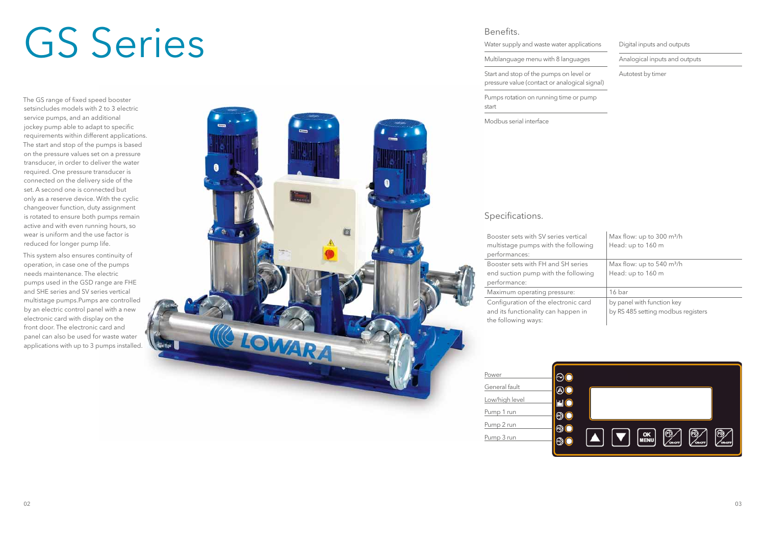# GS Series

The GS range of fixed speed booster setsincludes models with 2 to 3 electric service pumps, and an additional jockey pump able to adapt to specific requirements within different applications. The start and stop of the pumps is based on the pressure values set on a pressure transducer, in order to deliver the water required. One pressure transducer is connected on the delivery side of the set. A second one is connected but only as a reserve device. With the cyclic changeover function, duty assignment is rotated to ensure both pumps remain active and with even running hours, so wear is uniform and the use factor is reduced for longer pump life.

This system also ensures continuity of operation, in case one of the pumps needs maintenance. The electric pumps used in the GSD range are FHE and SHE series and SV series vertical multistage pumps.Pumps are controlled by an electric control panel with a new electronic card with display on the front door. The electronic card and panel can also be used for waste water applications with up to 3 pumps installed.

## Benefits.

- Water supply and waste water applications
- Multilanguage menu with 8 languages
- Start and stop of the pumps on level or pressure value (contact or analogical signal)
- Pumps rotation on running time or pump start
- Modbus serial interface
- Digital inputs and outputs
- Analogical inputs and outputs
- Autotest by timer

## Specifications.

| | |
|---|---|
| Booster sets with SV series vertical multistage pumps with the following performances: | Max flow: up to 300 m³/h<br>Head: up to 160 m |
| Booster sets with FH and SH series end suction pump with the following performance: | Max flow: up to 540 m³/h<br>Head: up to 160 m |
| Maximum operating pressure: | 16 bar |
| Configuration of the electronic card and its functionality can happen in the following ways: | by panel with function key<br>by RS 485 setting modbus registers |

- Power
- General fault
- Low/high level
- Pump 1 run
- Pump 2 run
- Pump 3 run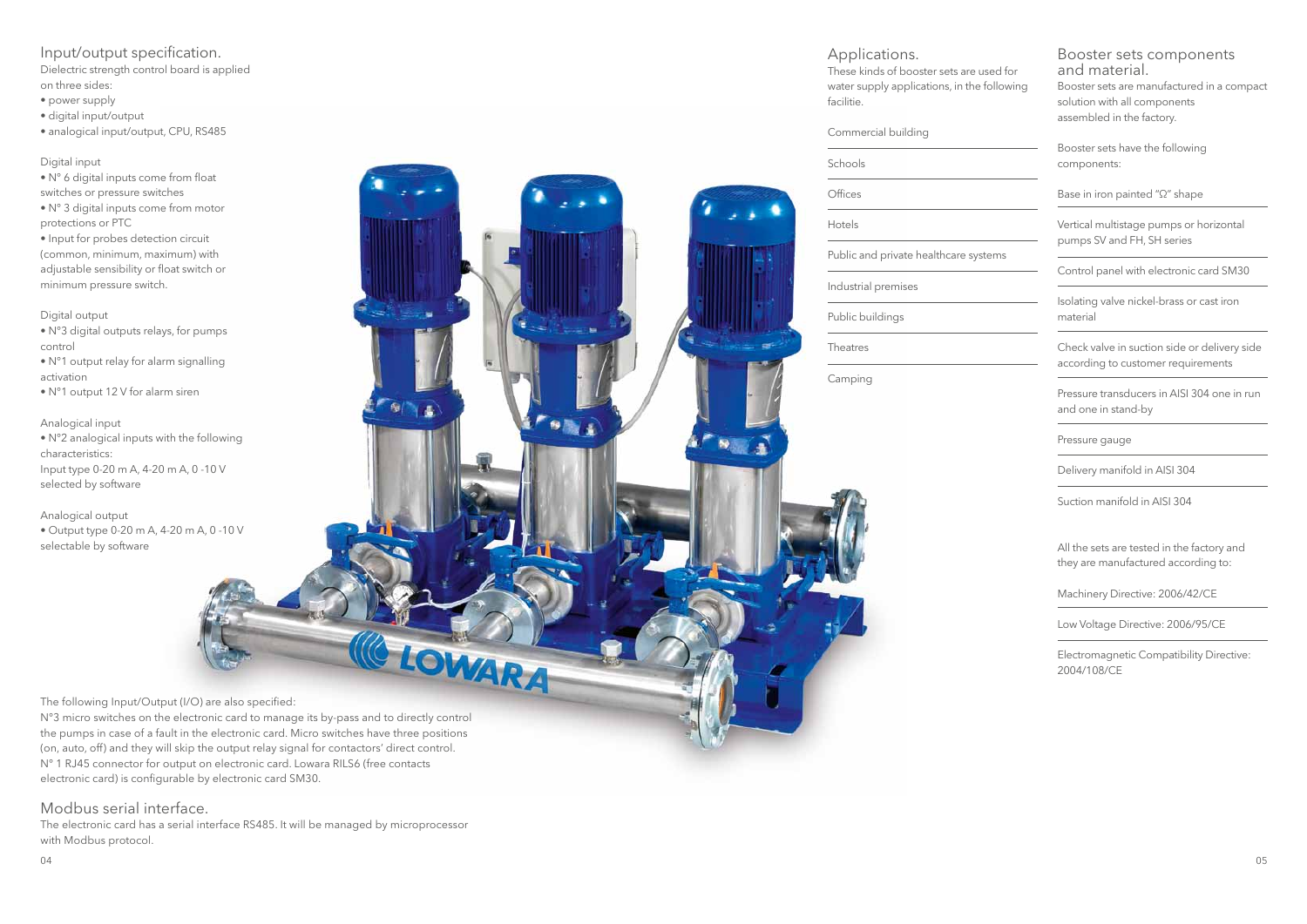## Input/output specification.

Dielectric strength control board is applied on three sides:

- power supply
- digital input/output
- analogical input/output, CPU, RS485

Digital input

- N° 6 digital inputs come from float switches or pressure switches
- N° 3 digital inputs come from motor protections or PTC
- Input for probes detection circuit (common, minimum, maximum) with adjustable sensibility or float switch or minimum pressure switch.

Digital output

- N°3 digital outputs relays, for pumps control
- N°1 output relay for alarm signalling activation
- N°1 output 12 V for alarm siren

Analogical input

- N°2 analogical inputs with the following characteristics:

Input type 0-20 m A, 4-20 m A, 0 -10 V selected by software

Analogical output

- Output type 0-20 m A, 4-20 m A, 0 -10 V selectable by software

The following Input/Output (I/O) are also specified:

N°3 micro switches on the electronic card to manage its by-pass and to directly control the pumps in case of a fault in the electronic card. Micro switches have three positions (on, auto, off) and they will skip the output relay signal for contactors' direct control.
N° 1 RJ45 connector for output on electronic card. Lowara RILS6 (free contacts electronic card) is configurable by electronic card SM30.

## Modbus serial interface.

The electronic card has a serial interface RS485. It will be managed by microprocessor with Modbus protocol.

## Applications.

These kinds of booster sets are used for water supply applications, in the following facilitie.

- Commercial building
- Schools
- Offices
- Hotels
- Public and private healthcare systems
- Industrial premises
- Public buildings
- Theatres
- Camping

## Booster sets components and material.

Booster sets are manufactured in a compact solution with all components assembled in the factory.

Booster sets have the following components:

- Base in iron painted "Ω" shape
- Vertical multistage pumps or horizontal pumps SV and FH, SH series
- Control panel with electronic card SM30
- Isolating valve nickel-brass or cast iron material
- Check valve in suction side or delivery side according to customer requirements
- Pressure transducers in AISI 304 one in run and one in stand-by
- Pressure gauge
- Delivery manifold in AISI 304
- Suction manifold in AISI 304

All the sets are tested in the factory and they are manufactured according to:

- Machinery Directive: 2006/42/CE
- Low Voltage Directive: 2006/95/CE
- Electromagnetic Compatibility Directive: 2004/108/CE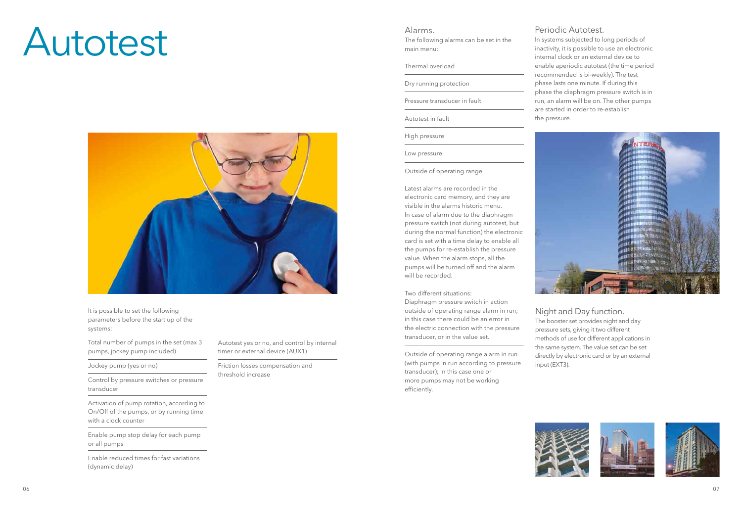# Autotest

It is possible to set the following parameters before the start up of the systems:

- Total number of pumps in the set (max 3 pumps, jockey pump included)
- Jockey pump (yes or no)
- Control by pressure switches or pressure transducer
- Activation of pump rotation, according to On/Off of the pumps, or by running time with a clock counter
- Enable pump stop delay for each pump or all pumps
- Enable reduced times for fast variations (dynamic delay)
- Autotest yes or no, and control by internal timer or external device (AUX1)
- Friction losses compensation and threshold increase

## Alarms.

The following alarms can be set in the main menu:

- Thermal overload
- Dry running protection
- Pressure transducer in fault
- Autotest in fault
- High pressure
- Low pressure
- Outside of operating range

Latest alarms are recorded in the electronic card memory, and they are visible in the alarms historic menu.
In case of alarm due to the diaphragm pressure switch (not during autotest, but during the normal function) the electronic card is set with a time delay to enable all the pumps for re-establish the pressure value. When the alarm stops, all the pumps will be turned off and the alarm will be recorded.

Two different situations:
Diaphragm pressure switch in action outside of operating range alarm in run; in this case there could be an error in the electric connection with the pressure transducer, or in the value set.

Outside of operating range alarm in run (with pumps in run according to pressure transducer); in this case one or more pumps may not be working efficiently.

## Periodic Autotest.

In systems subjected to long periods of inactivity, it is possible to use an electronic internal clock or an external device to enable aperiodic autotest (the time period recommended is bi-weekly). The test phase lasts one minute. If during this phase the diaphragm pressure switch is in run, an alarm will be on. The other pumps are started in order to re-establish the pressure.

## Night and Day function.

The booster set provides night and day pressure sets, giving it two different methods of use for different applications in the same system. The value set can be set directly by electronic card or by an external input (EXT3).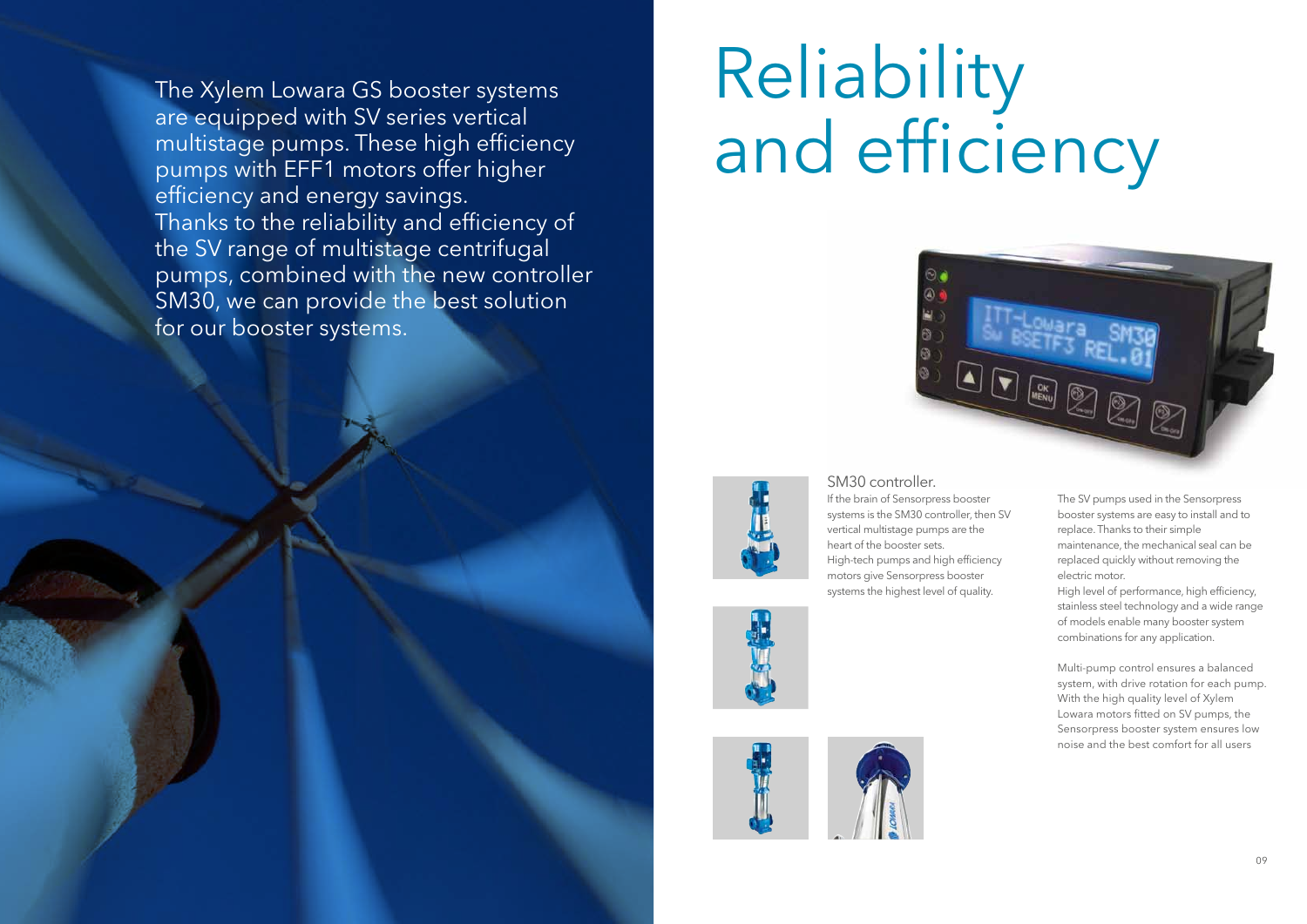The Xylem Lowara GS booster systems are equipped with SV series vertical multistage pumps. These high efficiency pumps with EFF1 motors offer higher efficiency and energy savings.
Thanks to the reliability and efficiency of the SV range of multistage centrifugal pumps, combined with the new controller SM30, we can provide the best solution for our booster systems.

# Reliability and efficiency

## SM30 controller.

If the brain of Sensorpress booster systems is the SM30 controller, then SV vertical multistage pumps are the heart of the booster sets.
High-tech pumps and high efficiency motors give Sensorpress booster systems the highest level of quality.

The SV pumps used in the Sensorpress booster systems are easy to install and to replace. Thanks to their simple maintenance, the mechanical seal can be replaced quickly without removing the electric motor.
High level of performance, high efficiency, stainless steel technology and a wide range of models enable many booster system combinations for any application.

Multi-pump control ensures a balanced system, with drive rotation for each pump. With the high quality level of Xylem Lowara motors fitted on SV pumps, the Sensorpress booster system ensures low noise and the best comfort for all users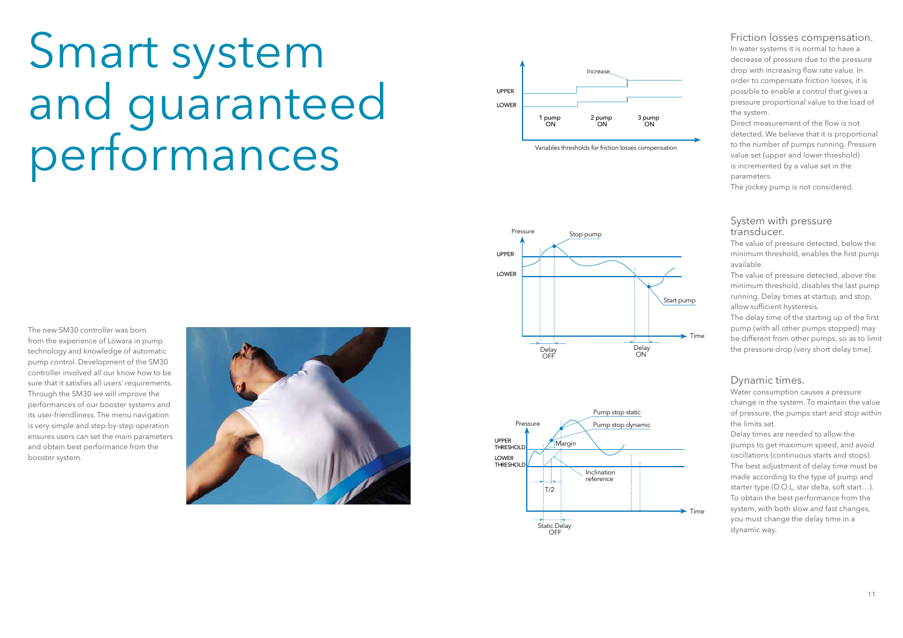# Smart system and guaranteed performances

The new SM30 controller was born from the experience of Lowara in pump technology and knowledge of automatic pump control. Development of the SM30 controller involved all our know how to be sure that it satisfies all users' requirements. Through the SM30 we will improve the performances of our booster systems and its user-friendliness. The menu navigation is very simple and step-by-step operation ensures users can set the main parameters and obtain best performance from the booster system.

Variables thresholds for friction losses compensation

## Friction losses compensation.

In water systems it is normal to have a decrease of pressure due to the pressure drop with increasing flow rate value. In order to compensate friction losses, it is possible to enable a control that gives a pressure proportional value to the load of the system.

Direct measurement of the flow is not detected. We believe that it is proportional to the number of pumps running. Pressure value set (upper and lower threshold) is incremented by a value set in the parameters.

The jockey pump is not considered.

## System with pressure transducer.

The value of pressure detected, below the minimum threshold, enables the first pump available.

The value of pressure detected, above the minimum threshold, disables the last pump running. Delay times at startup, and stop, allow sufficient hysteresis.

The delay time of the starting up of the first pump (with all other pumps stopped) may be different from other pumps, so as to limit the pressure drop (very short delay time).

## Dynamic times.

Water consumption causes a pressure change in the system. To maintain the value of pressure, the pumps start and stop within the limits set.

Delay times are needed to allow the pumps to get maximum speed, and avoid oscillations (continuous starts and stops). The best adjustment of delay time must be made according to the type of pump and starter type (D.O.L, star delta, soft start…).

To obtain the best performance from the system, with both slow and fast changes, you must change the delay time in a dynamic way.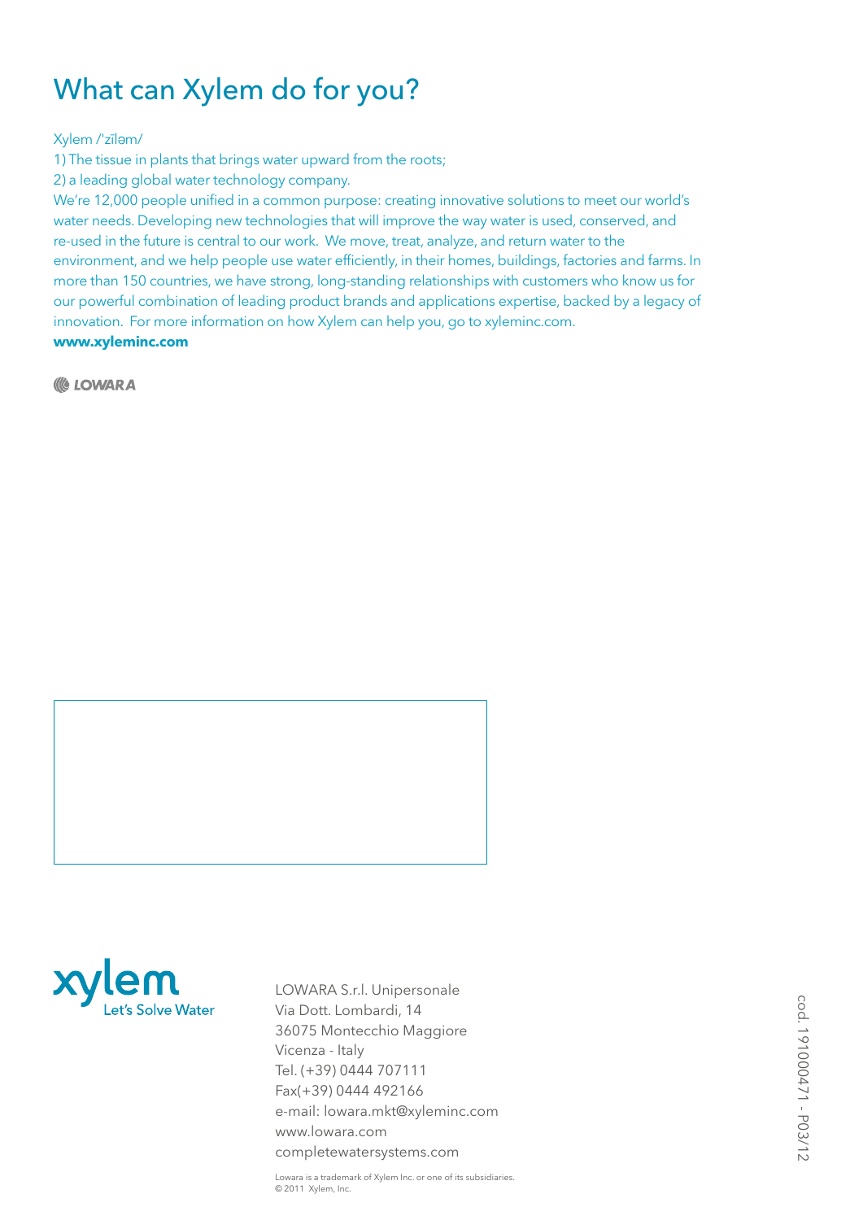# What can Xylem do for you?

Xylem /'zīləm/

1) The tissue in plants that brings water upward from the roots;

2) a leading global water technology company.

We're 12,000 people unified in a common purpose: creating innovative solutions to meet our world's water needs. Developing new technologies that will improve the way water is used, conserved, and re-used in the future is central to our work. We move, treat, analyze, and return water to the environment, and we help people use water efficiently, in their homes, buildings, factories and farms. In more than 150 countries, we have strong, long-standing relationships with customers who know us for our powerful combination of leading product brands and applications expertise, backed by a legacy of innovation. For more information on how Xylem can help you, go to xyleminc.com.

**www.xyleminc.com**

LOWARA

xylem
Let's Solve Water

LOWARA S.r.l. Unipersonale
Via Dott. Lombardi, 14
36075 Montecchio Maggiore
Vicenza - Italy
Tel. (+39) 0444 707111
Fax(+39) 0444 492166
e-mail: lowara.mkt@xyleminc.com
www.lowara.com
completewatersystems.com

Lowara is a trademark of Xylem Inc. or one of its subsidiaries.
© 2011 Xylem, Inc.

cod. 191000471 - P03/12